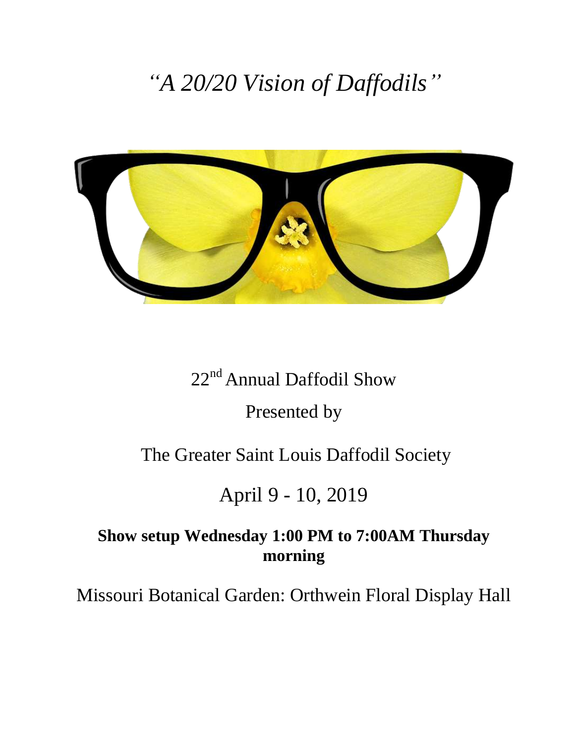# *"A 20/20 Vision of Daffodils"*

22nd Annual Daffodil Show

Presented by

The Greater Saint Louis Daffodil Society

April 9 - 10, 2019

**Show setup Wednesday 1:00 PM to 7:00AM Thursday morning**

Missouri Botanical Garden: Orthwein Floral Display Hall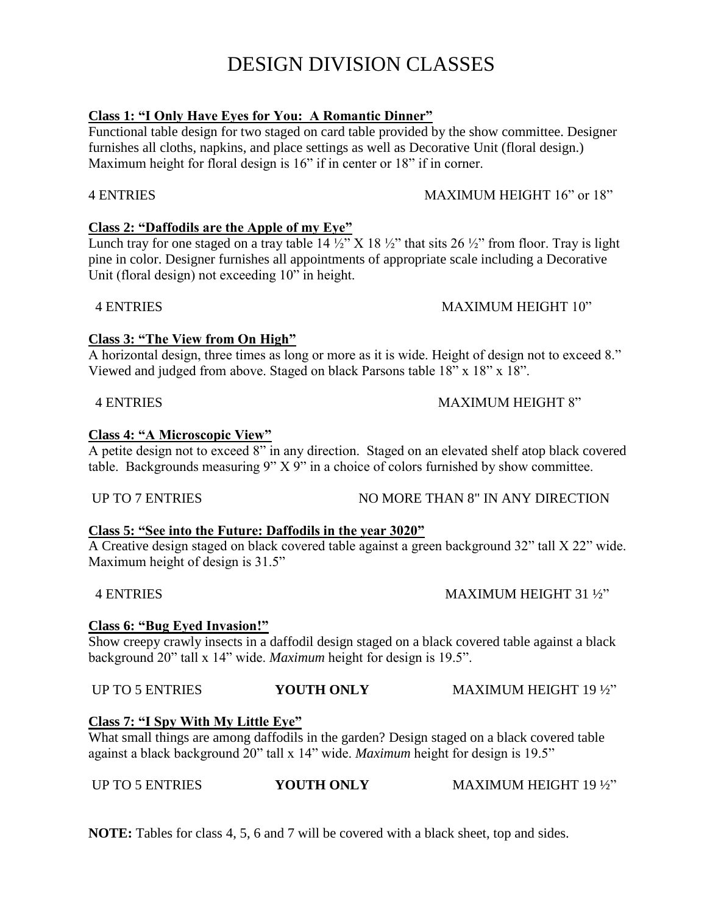# DESIGN DIVISION CLASSES

**Class 1: "I Only Have Eyes for You: A Romantic Dinner"**

Functional table design for two staged on card table provided by the show committee. Designer furnishes all cloths, napkins, and place settings as well as Decorative Unit (floral design.) Maximum height for floral design is 16" if in center or 18" if in corner.

4 ENTRIES MAXIMUM HEIGHT 16" or 18"

**Class 2: "Daffodils are the Apple of my Eye"**

Lunch tray for one staged on a tray table 14 ½" X 18 ½" that sits 26 ½" from floor. Tray is light pine in color. Designer furnishes all appointments of appropriate scale including a Decorative Unit (floral design) not exceeding 10" in height.

4 ENTRIES MAXIMUM HEIGHT 10"

**Class 3: "The View from On High"**

A horizontal design, three times as long or more as it is wide. Height of design not to exceed 8." Viewed and judged from above. Staged on black Parsons table 18" x 18" x 18".

4 ENTRIES MAXIMUM HEIGHT 8"

**Class 4: "A Microscopic View"**

A petite design not to exceed 8" in any direction. Staged on an elevated shelf atop black covered table. Backgrounds measuring 9" X 9" in a choice of colors furnished by show committee.

UP TO 7 ENTRIES NO MORE THAN 8" IN ANY DIRECTION

**Class 5: "See into the Future: Daffodils in the year 3020"**

A Creative design staged on black covered table against a green background 32" tall X 22" wide. Maximum height of design is 31.5"

4 ENTRIES MAXIMUM HEIGHT 31 ½"

**Class 6: "Bug Eyed Invasion!"**

Show creepy crawly insects in a daffodil design staged on a black covered table against a black background 20" tall x 14" wide. *Maximum* height for design is 19.5".

UP TO 5 ENTRIES **YOUTH ONLY** MAXIMUM HEIGHT 19 ½"

**Class 7: "I Spy With My Little Eye"**

What small things are among daffodils in the garden? Design staged on a black covered table against a black background 20" tall x 14" wide. *Maximum* height for design is 19.5"

UP TO 5 ENTRIES **YOUTH ONLY** MAXIMUM HEIGHT 19 ½"

**NOTE:** Tables for class 4, 5, 6 and 7 will be covered with a black sheet, top and sides.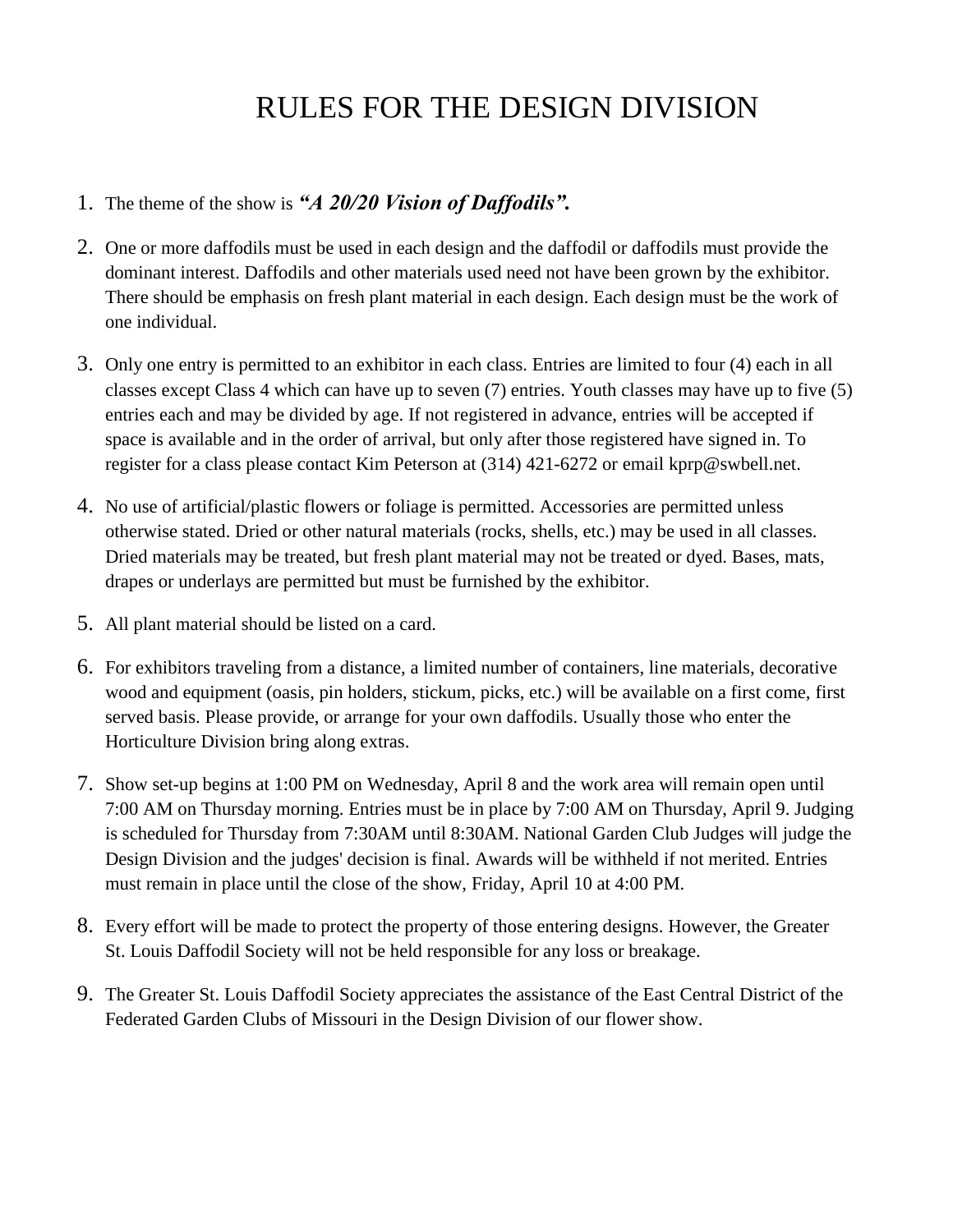# RULES FOR THE DESIGN DIVISION

1. The theme of the show is ***"A 20/20 Vision of Daffodils".***

2. One or more daffodils must be used in each design and the daffodil or daffodils must provide the dominant interest. Daffodils and other materials used need not have been grown by the exhibitor. There should be emphasis on fresh plant material in each design. Each design must be the work of one individual.

3. Only one entry is permitted to an exhibitor in each class. Entries are limited to four (4) each in all classes except Class 4 which can have up to seven (7) entries. Youth classes may have up to five (5) entries each and may be divided by age. If not registered in advance, entries will be accepted if space is available and in the order of arrival, but only after those registered have signed in. To register for a class please contact Kim Peterson at (314) 421-6272 or email kprp@swbell.net.

4. No use of artificial/plastic flowers or foliage is permitted. Accessories are permitted unless otherwise stated. Dried or other natural materials (rocks, shells, etc.) may be used in all classes. Dried materials may be treated, but fresh plant material may not be treated or dyed. Bases, mats, drapes or underlays are permitted but must be furnished by the exhibitor.

5. All plant material should be listed on a card.

6. For exhibitors traveling from a distance, a limited number of containers, line materials, decorative wood and equipment (oasis, pin holders, stickum, picks, etc.) will be available on a first come, first served basis. Please provide, or arrange for your own daffodils. Usually those who enter the Horticulture Division bring along extras.

7. Show set-up begins at 1:00 PM on Wednesday, April 8 and the work area will remain open until 7:00 AM on Thursday morning. Entries must be in place by 7:00 AM on Thursday, April 9. Judging is scheduled for Thursday from 7:30AM until 8:30AM. National Garden Club Judges will judge the Design Division and the judges' decision is final. Awards will be withheld if not merited. Entries must remain in place until the close of the show, Friday, April 10 at 4:00 PM.

8. Every effort will be made to protect the property of those entering designs. However, the Greater St. Louis Daffodil Society will not be held responsible for any loss or breakage.

9. The Greater St. Louis Daffodil Society appreciates the assistance of the East Central District of the Federated Garden Clubs of Missouri in the Design Division of our flower show.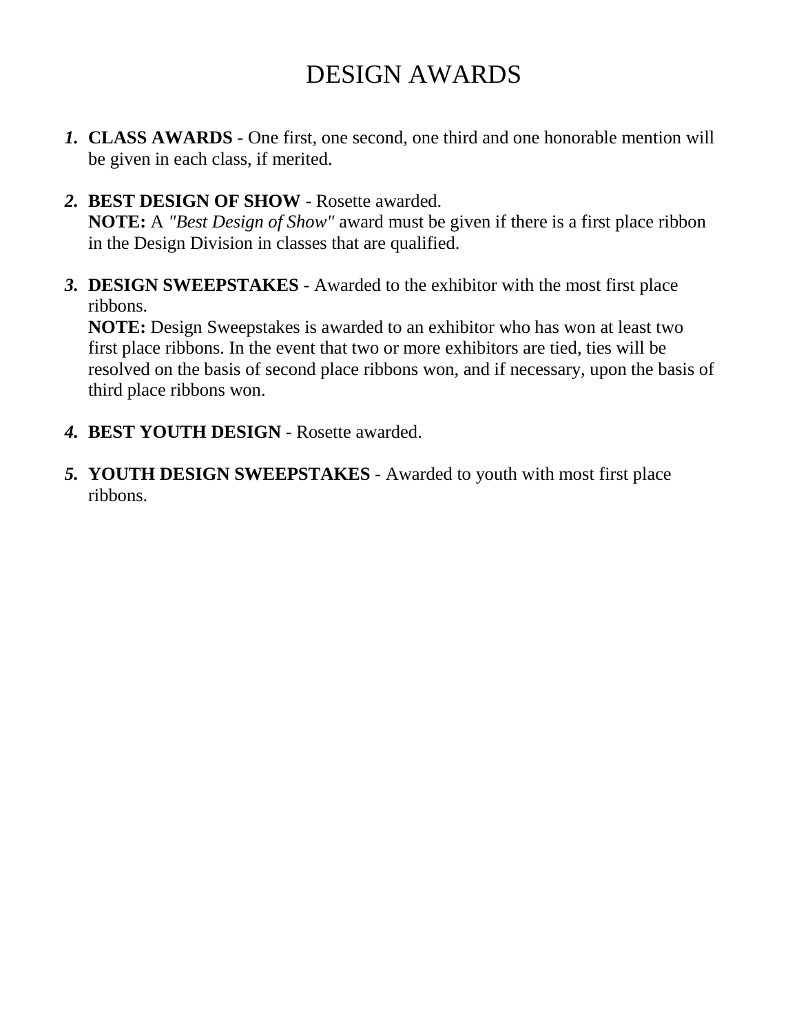# DESIGN AWARDS

1. **CLASS AWARDS** - One first, one second, one third and one honorable mention will be given in each class, if merited.

2. **BEST DESIGN OF SHOW** - Rosette awarded.
   **NOTE:** A *"Best Design of Show"* award must be given if there is a first place ribbon in the Design Division in classes that are qualified.

3. **DESIGN SWEEPSTAKES** - Awarded to the exhibitor with the most first place ribbons.
   **NOTE:** Design Sweepstakes is awarded to an exhibitor who has won at least two first place ribbons. In the event that two or more exhibitors are tied, ties will be resolved on the basis of second place ribbons won, and if necessary, upon the basis of third place ribbons won.

4. **BEST YOUTH DESIGN** - Rosette awarded.

5. **YOUTH DESIGN SWEEPSTAKES** - Awarded to youth with most first place ribbons.